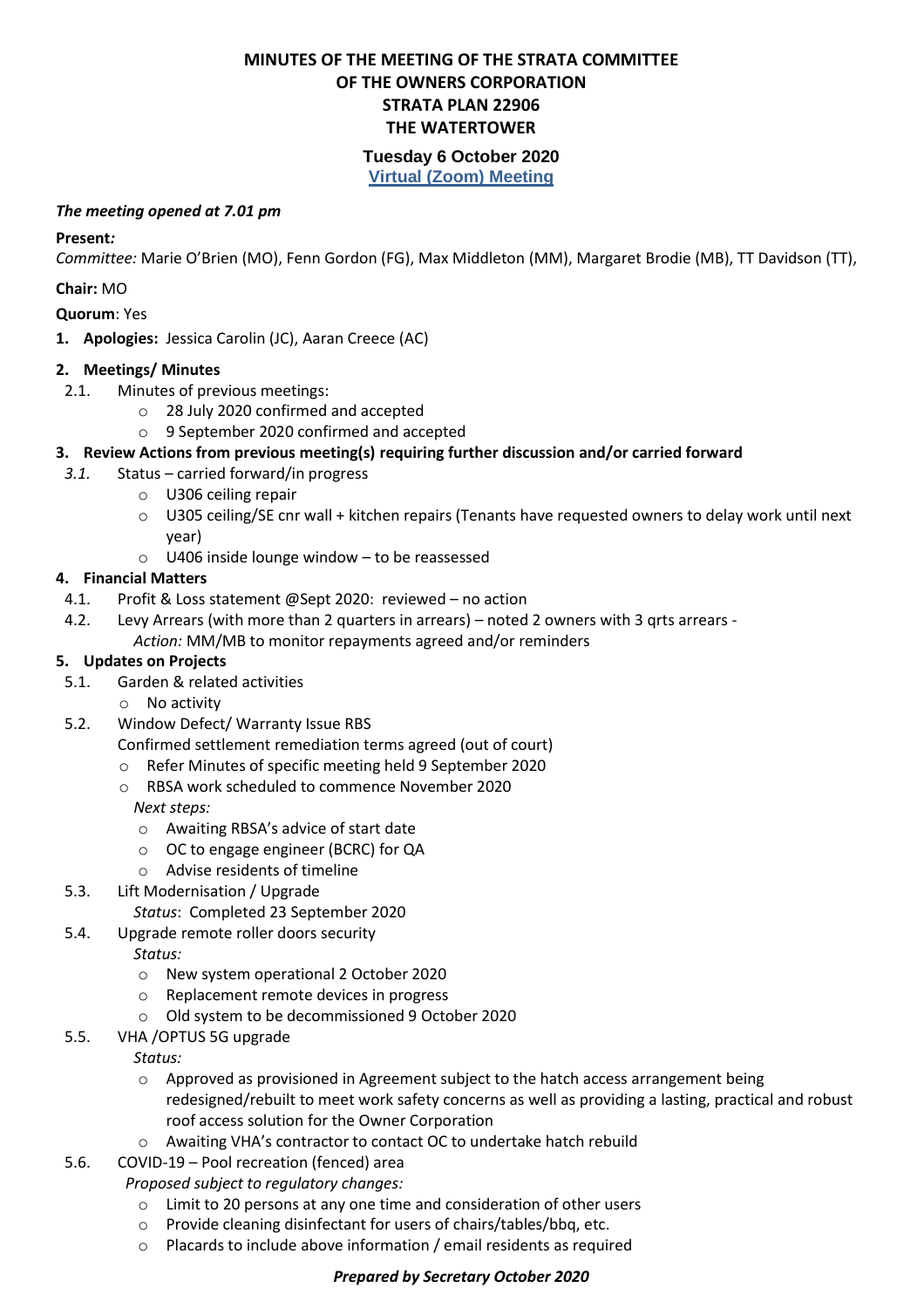# MINUTES OF THE MEETING OF THE STRATA COMMITTEE OF THE OWNERS CORPORATION STRATA PLAN 22906 THE WATERTOWER

## Tuesday 6 October 2020

[Virtual (Zoom) Meeting]

***The meeting opened at 7.01 pm***

**Present:**
*Committee:* Marie O'Brien (MO), Fenn Gordon (FG), Max Middleton (MM), Margaret Brodie (MB), TT Davidson (TT),

**Chair:** MO

**Quorum**: Yes

1. **Apologies:** Jessica Carolin (JC), Aaran Creece (AC)

2. **Meetings/ Minutes**
   - 2.1. Minutes of previous meetings:
     - 28 July 2020 confirmed and accepted
     - 9 September 2020 confirmed and accepted

3. **Review Actions from previous meeting(s) requiring further discussion and/or carried forward**
   - *3.1.* Status – carried forward/in progress
     - U306 ceiling repair
     - U305 ceiling/SE cnr wall + kitchen repairs (Tenants have requested owners to delay work until next year)
     - U406 inside lounge window – to be reassessed

4. **Financial Matters**
   - 4.1. Profit & Loss statement @Sept 2020: reviewed – no action
   - 4.2. Levy Arrears (with more than 2 quarters in arrears) – noted 2 owners with 3 qrts arrears -
     *Action:* MM/MB to monitor repayments agreed and/or reminders

5. **Updates on Projects**
   - 5.1. Garden & related activities
     - No activity
   - 5.2. Window Defect/ Warranty Issue RBS
     Confirmed settlement remediation terms agreed (out of court)
     - Refer Minutes of specific meeting held 9 September 2020
     - RBSA work scheduled to commence November 2020

     *Next steps:*
     - Awaiting RBSA's advice of start date
     - OC to engage engineer (BCRC) for QA
     - Advise residents of timeline
   - 5.3. Lift Modernisation / Upgrade
     *Status*: Completed 23 September 2020
   - 5.4. Upgrade remote roller doors security
     *Status:*
     - New system operational 2 October 2020
     - Replacement remote devices in progress
     - Old system to be decommissioned 9 October 2020
   - 5.5. VHA /OPTUS 5G upgrade
     *Status:*
     - Approved as provisioned in Agreement subject to the hatch access arrangement being redesigned/rebuilt to meet work safety concerns as well as providing a lasting, practical and robust roof access solution for the Owner Corporation
     - Awaiting VHA's contractor to contact OC to undertake hatch rebuild
   - 5.6. COVID-19 – Pool recreation (fenced) area
     *Proposed subject to regulatory changes:*
     - Limit to 20 persons at any one time and consideration of other users
     - Provide cleaning disinfectant for users of chairs/tables/bbq, etc.
     - Placards to include above information / email residents as required

***Prepared by Secretary October 2020***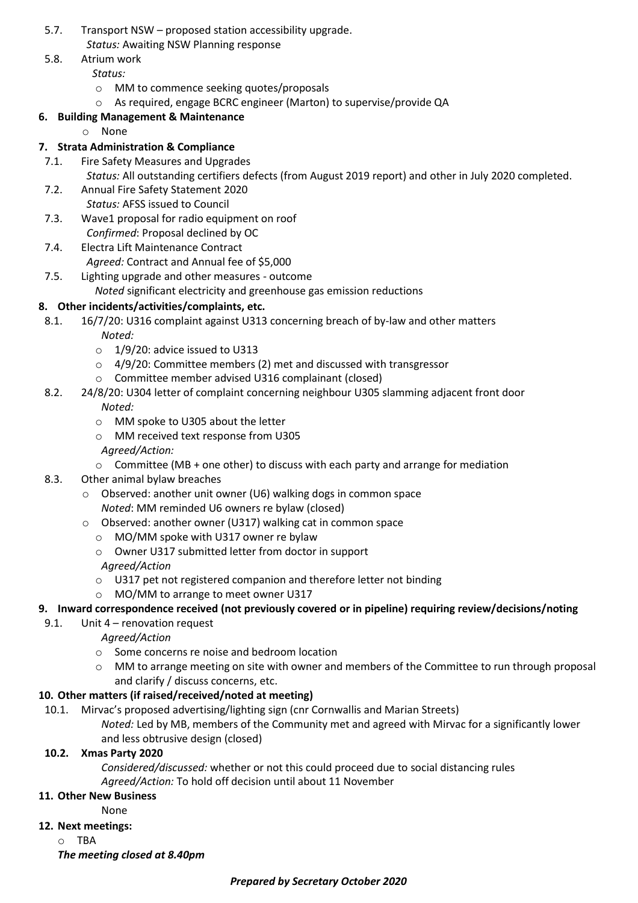5.7. Transport NSW – proposed station accessibility upgrade.
*Status:* Awaiting NSW Planning response

5.8. Atrium work
*Status:*
- MM to commence seeking quotes/proposals
- As required, engage BCRC engineer (Marton) to supervise/provide QA

**6. Building Management & Maintenance**
- None

**7. Strata Administration & Compliance**

7.1. Fire Safety Measures and Upgrades
*Status:* All outstanding certifiers defects (from August 2019 report) and other in July 2020 completed.

7.2. Annual Fire Safety Statement 2020
*Status:* AFSS issued to Council

7.3. Wave1 proposal for radio equipment on roof
*Confirmed*: Proposal declined by OC

7.4. Electra Lift Maintenance Contract
*Agreed:* Contract and Annual fee of $5,000

7.5. Lighting upgrade and other measures - outcome
*Noted* significant electricity and greenhouse gas emission reductions

**8. Other incidents/activities/complaints, etc.**

8.1. 16/7/20: U316 complaint against U313 concerning breach of by-law and other matters
*Noted:*
- 1/9/20: advice issued to U313
- 4/9/20: Committee members (2) met and discussed with transgressor
- Committee member advised U316 complainant (closed)

8.2. 24/8/20: U304 letter of complaint concerning neighbour U305 slamming adjacent front door
*Noted:*
- MM spoke to U305 about the letter
- MM received text response from U305

*Agreed/Action:*
- Committee (MB + one other) to discuss with each party and arrange for mediation

8.3. Other animal bylaw breaches
- Observed: another unit owner (U6) walking dogs in common space
  *Noted*: MM reminded U6 owners re bylaw (closed)
- Observed: another owner (U317) walking cat in common space
  - MO/MM spoke with U317 owner re bylaw
  - Owner U317 submitted letter from doctor in support

  *Agreed/Action*
  - U317 pet not registered companion and therefore letter not binding
  - MO/MM to arrange to meet owner U317

**9. Inward correspondence received (not previously covered or in pipeline) requiring review/decisions/noting**

9.1. Unit 4 – renovation request
*Agreed/Action*
- Some concerns re noise and bedroom location
- MM to arrange meeting on site with owner and members of the Committee to run through proposal and clarify / discuss concerns, etc.

**10. Other matters (if raised/received/noted at meeting)**

10.1. Mirvac's proposed advertising/lighting sign (cnr Cornwallis and Marian Streets)
*Noted:* Led by MB, members of the Community met and agreed with Mirvac for a significantly lower and less obtrusive design (closed)

**10.2. Xmas Party 2020**
*Considered/discussed:* whether or not this could proceed due to social distancing rules
*Agreed/Action:* To hold off decision until about 11 November

**11. Other New Business**
None

**12. Next meetings:**
- TBA

***The meeting closed at 8.40pm***

***Prepared by Secretary October 2020***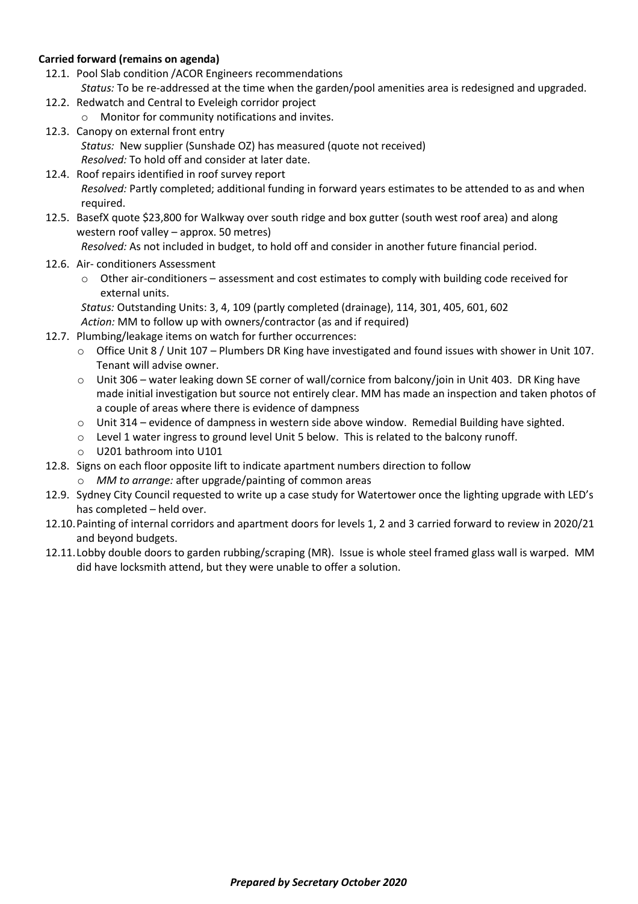**Carried forward (remains on agenda)**

12.1. Pool Slab condition /ACOR Engineers recommendations
*Status:* To be re-addressed at the time when the garden/pool amenities area is redesigned and upgraded.

12.2. Redwatch and Central to Eveleigh corridor project
- Monitor for community notifications and invites.

12.3. Canopy on external front entry
*Status:* New supplier (Sunshade OZ) has measured (quote not received)
*Resolved:* To hold off and consider at later date.

12.4. Roof repairs identified in roof survey report
*Resolved:* Partly completed; additional funding in forward years estimates to be attended to as and when required.

12.5. BasefX quote $23,800 for Walkway over south ridge and box gutter (south west roof area) and along western roof valley – approx. 50 metres)
*Resolved:* As not included in budget, to hold off and consider in another future financial period.

12.6. Air- conditioners Assessment
- Other air-conditioners – assessment and cost estimates to comply with building code received for external units.

*Status:* Outstanding Units: 3, 4, 109 (partly completed (drainage), 114, 301, 405, 601, 602
*Action:* MM to follow up with owners/contractor (as and if required)

12.7. Plumbing/leakage items on watch for further occurrences:
- Office Unit 8 / Unit 107 – Plumbers DR King have investigated and found issues with shower in Unit 107. Tenant will advise owner.
- Unit 306 – water leaking down SE corner of wall/cornice from balcony/join in Unit 403. DR King have made initial investigation but source not entirely clear. MM has made an inspection and taken photos of a couple of areas where there is evidence of dampness
- Unit 314 – evidence of dampness in western side above window. Remedial Building have sighted.
- Level 1 water ingress to ground level Unit 5 below. This is related to the balcony runoff.
- U201 bathroom into U101

12.8. Signs on each floor opposite lift to indicate apartment numbers direction to follow
- *MM to arrange:* after upgrade/painting of common areas

12.9. Sydney City Council requested to write up a case study for Watertower once the lighting upgrade with LED's has completed – held over.

12.10. Painting of internal corridors and apartment doors for levels 1, 2 and 3 carried forward to review in 2020/21 and beyond budgets.

12.11. Lobby double doors to garden rubbing/scraping (MR). Issue is whole steel framed glass wall is warped. MM did have locksmith attend, but they were unable to offer a solution.

***Prepared by Secretary October 2020***